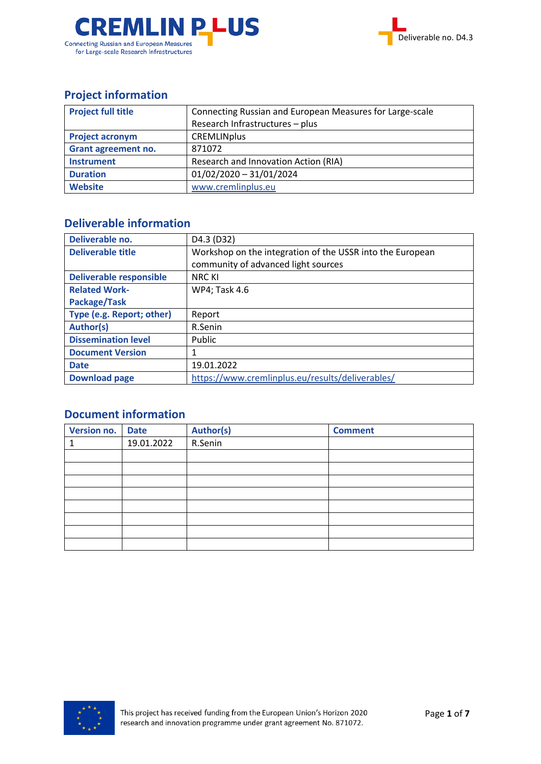## Project information

| Project full title | Connecting Russian and European Measures for Large-scale Research Infrastructures – plus |
|---|---|
| Project acronym | CREMLINplus |
| Grant agreement no. | 871072 |
| Instrument | Research and Innovation Action (RIA) |
| Duration | 01/02/2020 – 31/01/2024 |
| Website | www.cremlinplus.eu |

## Deliverable information

| Deliverable no. | D4.3 (D32) |
|---|---|
| Deliverable title | Workshop on the integration of the USSR into the European community of advanced light sources |
| Deliverable responsible | NRC KI |
| Related Work-Package/Task | WP4; Task 4.6 |
| Type (e.g. Report; other) | Report |
| Author(s) | R.Senin |
| Dissemination level | Public |
| Document Version | 1 |
| Date | 19.01.2022 |
| Download page | https://www.cremlinplus.eu/results/deliverables/ |

## Document information

| Version no. | Date | Author(s) | Comment |
|---|---|---|---|
| 1 | 19.01.2022 | R.Senin | |
| | | | |
| | | | |
| | | | |
| | | | |
| | | | |
| | | | |
| | | | |
| | | | |

This project has received funding from the European Union's Horizon 2020 research and innovation programme under grant agreement No. 871072.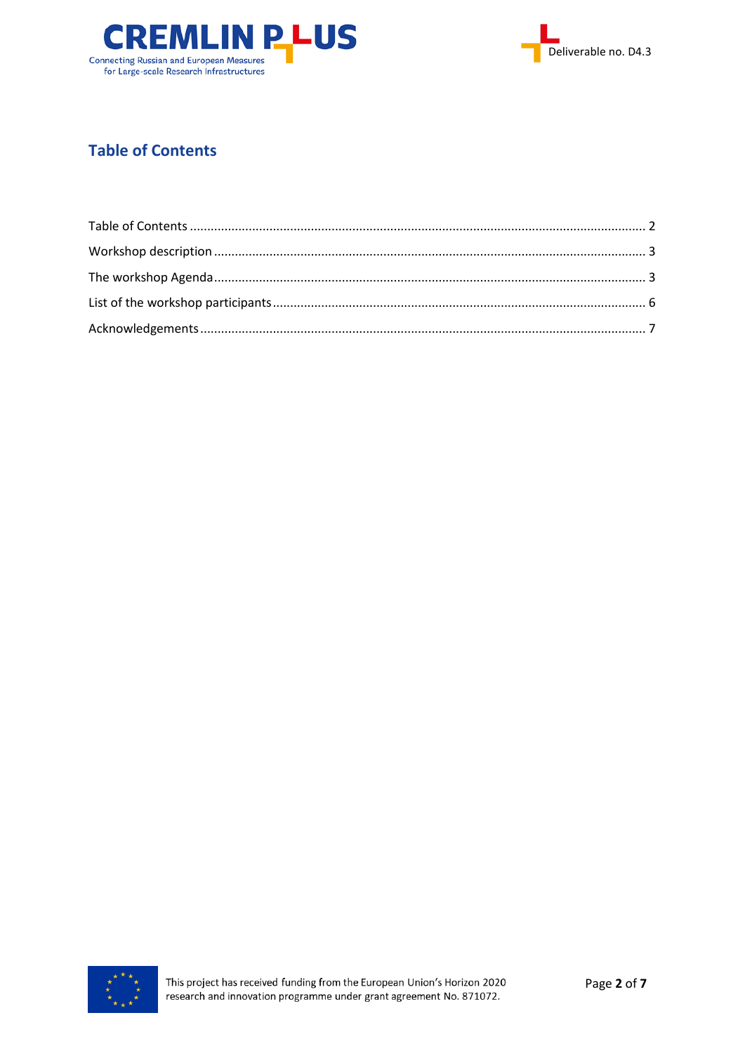# Table of Contents

Table of Contents ........ 2

Workshop description ........ 3

The workshop Agenda ........ 3

List of the workshop participants ........ 6

Acknowledgements ........ 7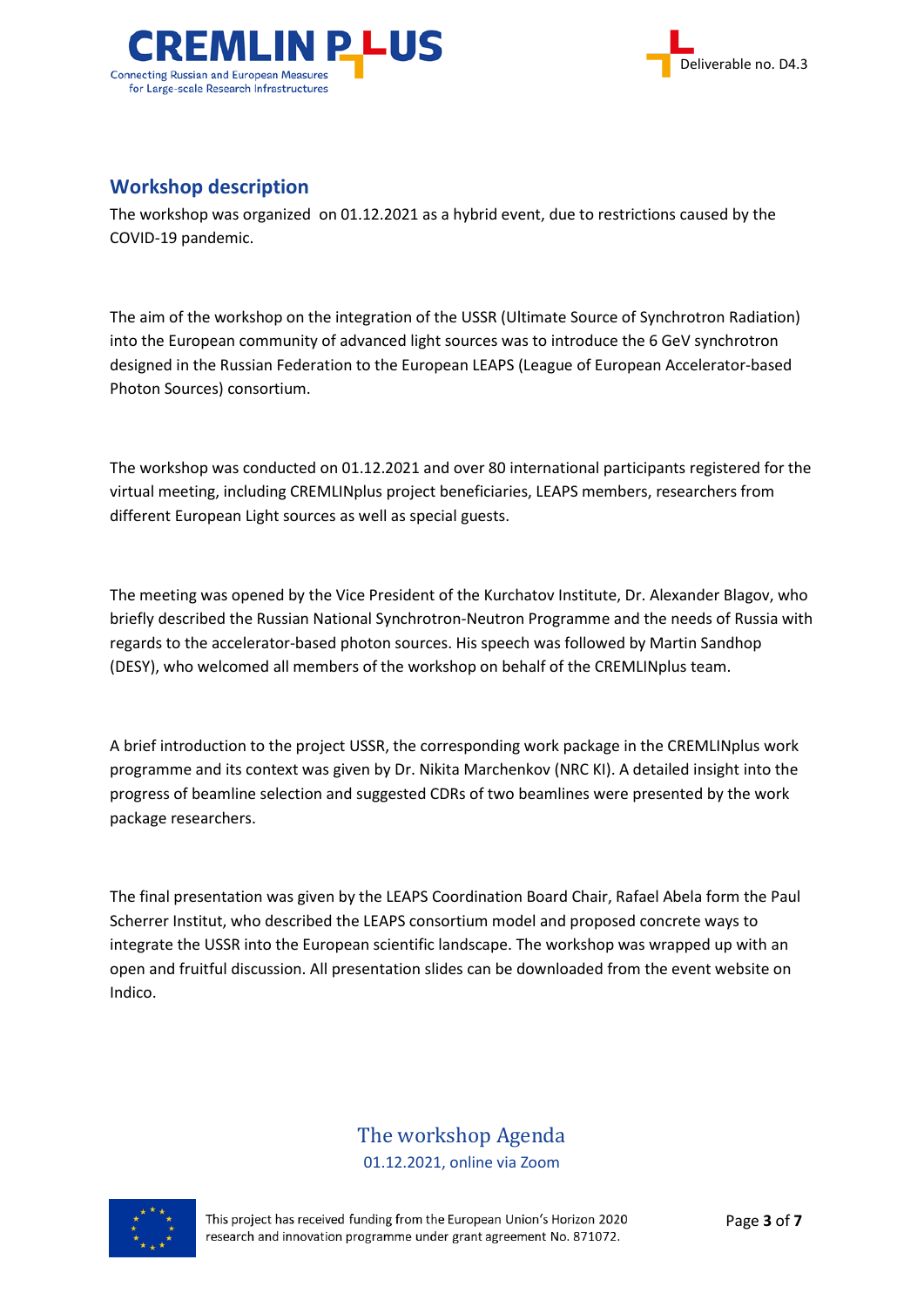## Workshop description

The workshop was organized on 01.12.2021 as a hybrid event, due to restrictions caused by the COVID-19 pandemic.

The aim of the workshop on the integration of the USSR (Ultimate Source of Synchrotron Radiation) into the European community of advanced light sources was to introduce the 6 GeV synchrotron designed in the Russian Federation to the European LEAPS (League of European Accelerator-based Photon Sources) consortium.

The workshop was conducted on 01.12.2021 and over 80 international participants registered for the virtual meeting, including CREMLINplus project beneficiaries, LEAPS members, researchers from different European Light sources as well as special guests.

The meeting was opened by the Vice President of the Kurchatov Institute, Dr. Alexander Blagov, who briefly described the Russian National Synchrotron-Neutron Programme and the needs of Russia with regards to the accelerator-based photon sources. His speech was followed by Martin Sandhop (DESY), who welcomed all members of the workshop on behalf of the CREMLINplus team.

A brief introduction to the project USSR, the corresponding work package in the CREMLINplus work programme and its context was given by Dr. Nikita Marchenkov (NRC KI). A detailed insight into the progress of beamline selection and suggested CDRs of two beamlines were presented by the work package researchers.

The final presentation was given by the LEAPS Coordination Board Chair, Rafael Abela form the Paul Scherrer Institut, who described the LEAPS consortium model and proposed concrete ways to integrate the USSR into the European scientific landscape. The workshop was wrapped up with an open and fruitful discussion. All presentation slides can be downloaded from the event website on Indico.

## The workshop Agenda

01.12.2021, online via Zoom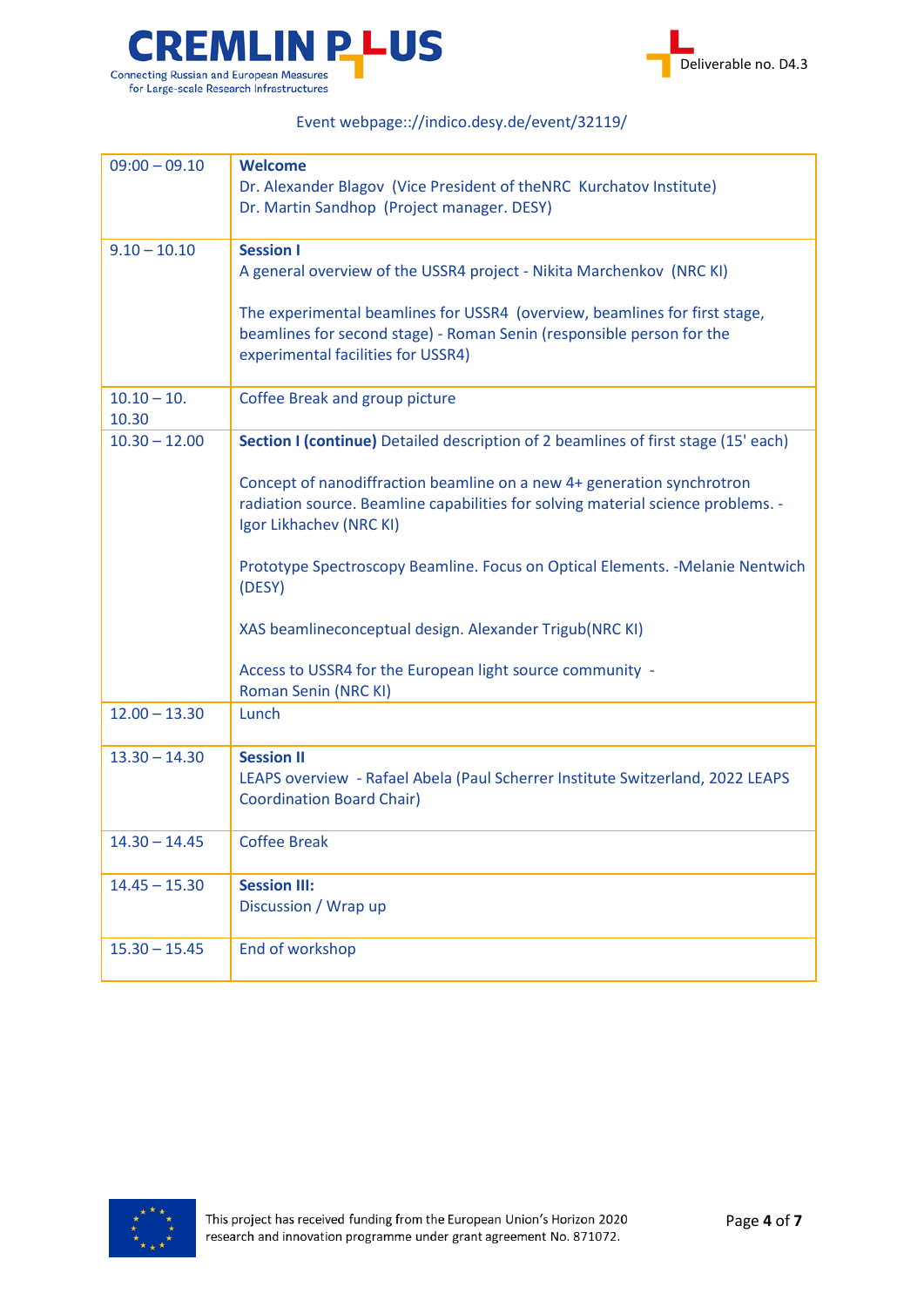Event webpage:://indico.desy.de/event/32119/

| | |
|---|---|
| 09:00 – 09.10 | **Welcome**<br>Dr. Alexander Blagov (Vice President of theNRC Kurchatov Institute)<br>Dr. Martin Sandhop (Project manager. DESY) |
| 9.10 – 10.10 | **Session I**<br>A general overview of the USSR4 project - Nikita Marchenkov (NRC KI)<br><br>The experimental beamlines for USSR4 (overview, beamlines for first stage, beamlines for second stage) - Roman Senin (responsible person for the experimental facilities for USSR4) |
| 10.10 – 10. 10.30 | Coffee Break and group picture |
| 10.30 – 12.00 | **Section I (continue)** Detailed description of 2 beamlines of first stage (15' each)<br><br>Concept of nanodiffraction beamline on a new 4+ generation synchrotron radiation source. Beamline capabilities for solving material science problems. - Igor Likhachev (NRC KI)<br><br>Prototype Spectroscopy Beamline. Focus on Optical Elements. -Melanie Nentwich (DESY)<br><br>XAS beamlineconceptual design. Alexander Trigub(NRC KI)<br><br>Access to USSR4 for the European light source community - Roman Senin (NRC KI) |
| 12.00 – 13.30 | Lunch |
| 13.30 – 14.30 | **Session II**<br>LEAPS overview - Rafael Abela (Paul Scherrer Institute Switzerland, 2022 LEAPS Coordination Board Chair) |
| 14.30 – 14.45 | Coffee Break |
| 14.45 – 15.30 | **Session III:**<br>Discussion / Wrap up |
| 15.30 – 15.45 | End of workshop |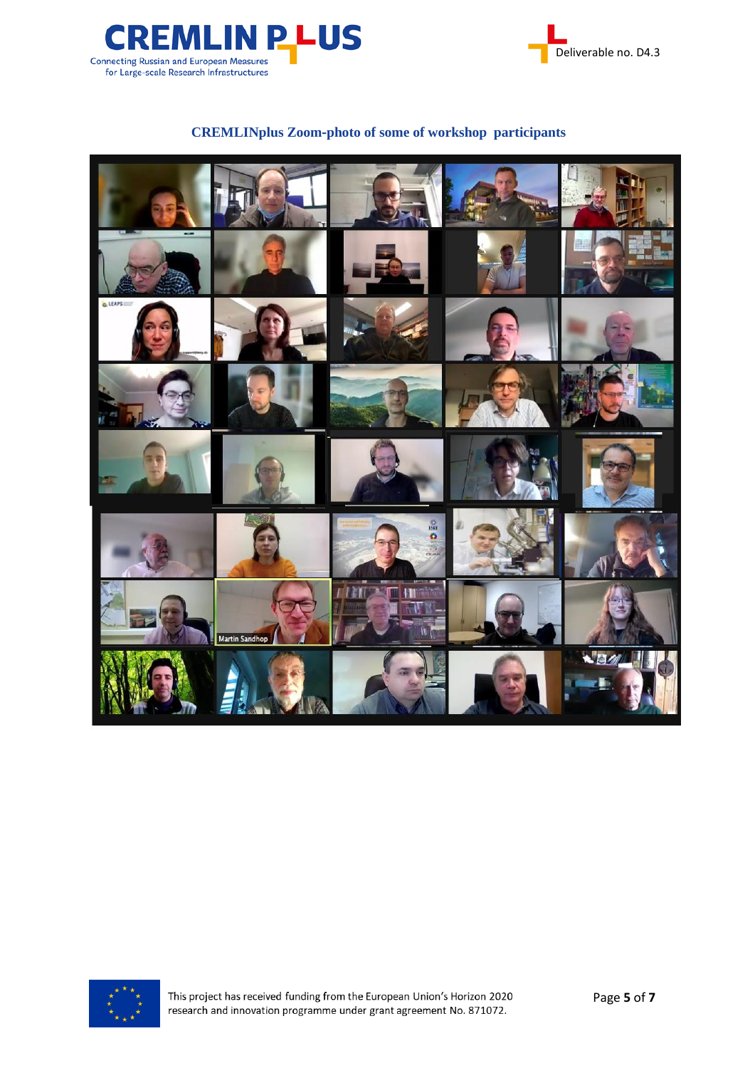**CREMLINplus Zoom-photo of some of workshop participants**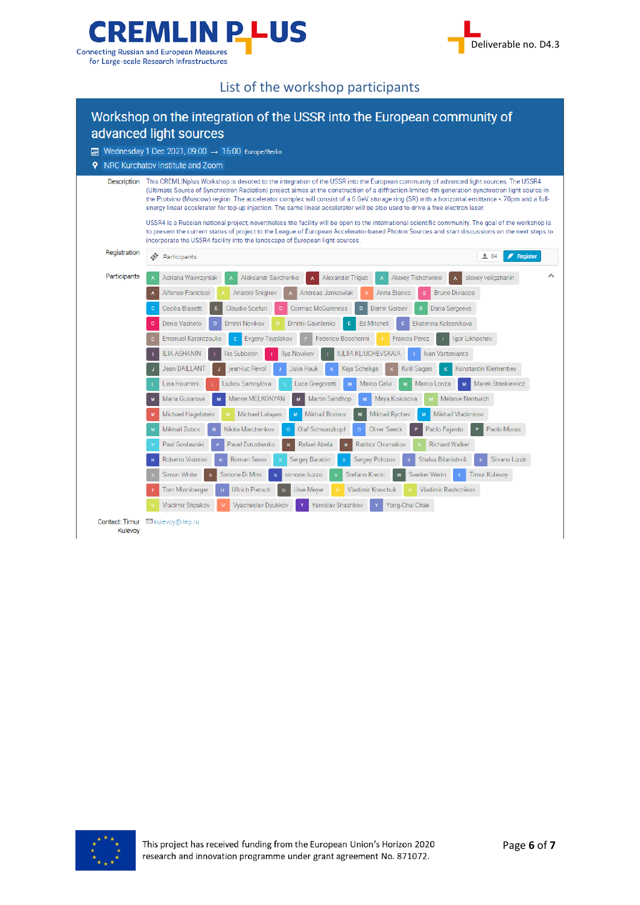## List of the workshop participants

# Workshop on the integration of the USSR into the European community of advanced light sources

Wednesday 1 Dec 2021, 09:00 → 16:00 Europe/Berlin

NRC Kurchatov Institute and Zoom

**Description**

This CREMLINplus Workshop is devoted to the integration of the USSR into the European community of advanced light sources. The USSR4 (Ultimate Source of Synchrotron Radiation) project aimes at the construction of a diffraction-limited 4th generation synchrotron light source in the Protvino (Moscow) region. The accelerator complex will consist of a 6 GeV storage ring (SR) with a horizontal emittance < 70pm and a full-energy linear accelerator for top-up injection. The same linear accelerator will be also used to drive a free electron laser.

USSR4 is a Russian national project; nevertheless the facility will be open to the international scientific community. The goal of the workshop is to present the current status of project to the League of European Accelerator-based Photon Sources and start discussions on the next steps to incorporate the USSR4 facility into the landscape of European light sources.

**Registration**

Participants — 84 — Register

**Participants**

Adriana Wawrzyniak, Aleksandr Savchenko, Alexander Trigub, Alexey Tishchenko, alexey veligzhanin, Alfonso Franciosi, Anatoly Snigirev, Andreas Jankowiak, Anna Bianco, Bruno Diviacco, Cecilia Blasetti, Claudio Scafuri, Cormac McGuinness, Damir Gareev, Daria Sergeeva, Denis Vasheto, Dmitri Novikov, Dmitrii Gavrilenko, Ed Mitchell, Ekaterina Kolesnikova, Emanuel Karantzoulis, Evgeny Tsyplakov, Federico Boscherini, Francis Perez, Igor Likhachev, ILIA ASHANIN, Ilia Subbotin, Ilya Novikov, IULIIA KLIUCHEVSKAIA, Ivan Vartaniants, Jean DAILLANT, jean-luc Revol, Julia Hauk, Kaja Scheliga, Kirill Sagan, Konstantin Klementiev, Lina Hoummi, Liubov Samoylova, Luca Gregoratti, Marco Calvi, Marco Lonza, Marek Stankiewicz, Maria Gusarova, Marine MELKONYAN, Martin Sandhop, Maya Kiskinova, Melanie Nentwich, Michael Hagelstein, Michael Lalayan, Mikhail Borisov, Mikhail Rychev, Mikhail Vladimirov, Mikhail Zobov, Nikita Marchenkov, Olaf Schwarzkopf, Oliver Seeck, Pablo Fajardo, Paolo Moras, Paul Goslawski, Pavel Evtushenko, Rafael Abela, Ratibor Chumakov, Richard Walker, Roberto Visintini, Roman Senin, Sergey Barabin, Sergey Polozov, Shalva Bilanishvili, Silvano Lizzit, Simon White, Simone Di Mitri, simone liuzzo, Stefano Krecic, Sverker Werin, Timur Kulevoy, Tom Minniberger, Ullrich Pietsch, Uwe Meyer, Vladimir Kravchuk, Vladimir Rashchikov, Vladimir Shpakov, Vyacheslav Dyubkov, Yaroslav Shashkov, Yong-Chul Chae

**Contact:** Timur Kulevoy — kulevoy@itep.ru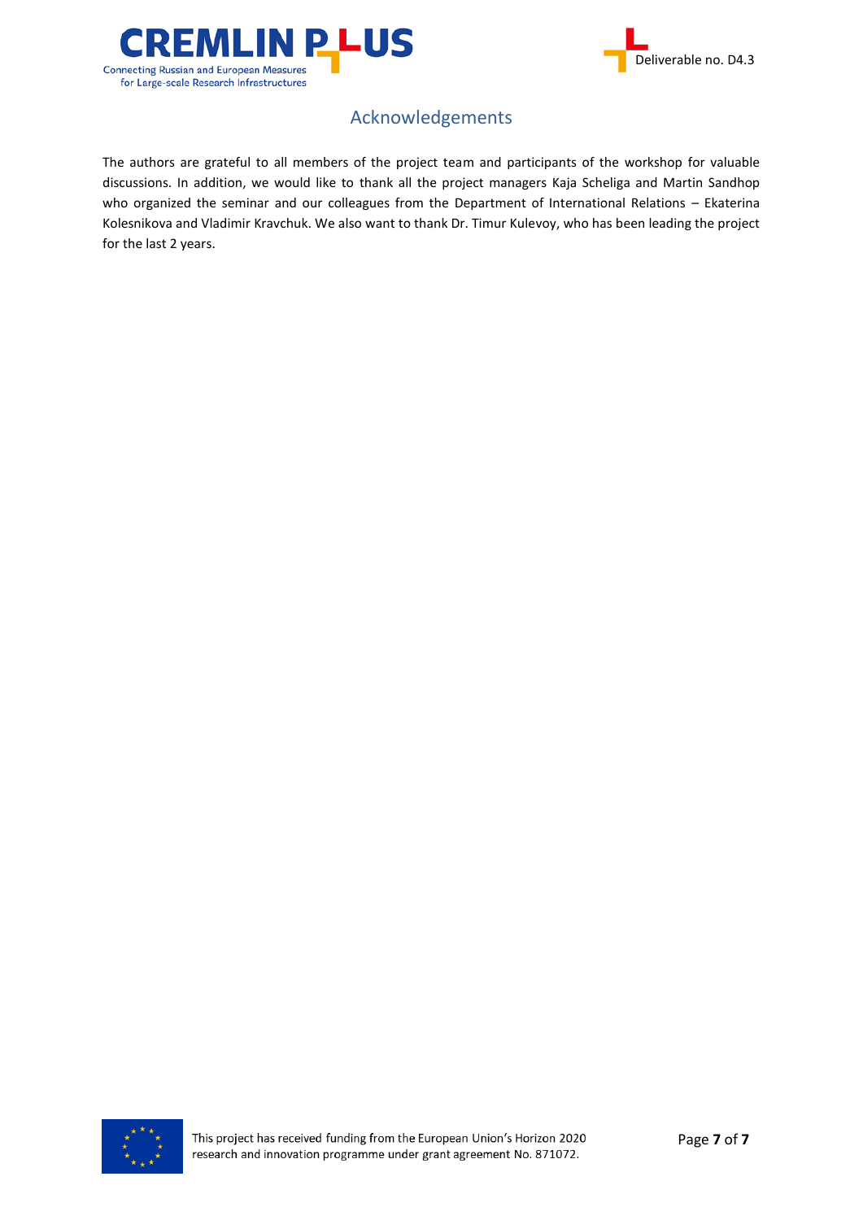## Acknowledgements

The authors are grateful to all members of the project team and participants of the workshop for valuable discussions. In addition, we would like to thank all the project managers Kaja Scheliga and Martin Sandhop who organized the seminar and our colleagues from the Department of International Relations – Ekaterina Kolesnikova and Vladimir Kravchuk. We also want to thank Dr. Timur Kulevoy, who has been leading the project for the last 2 years.